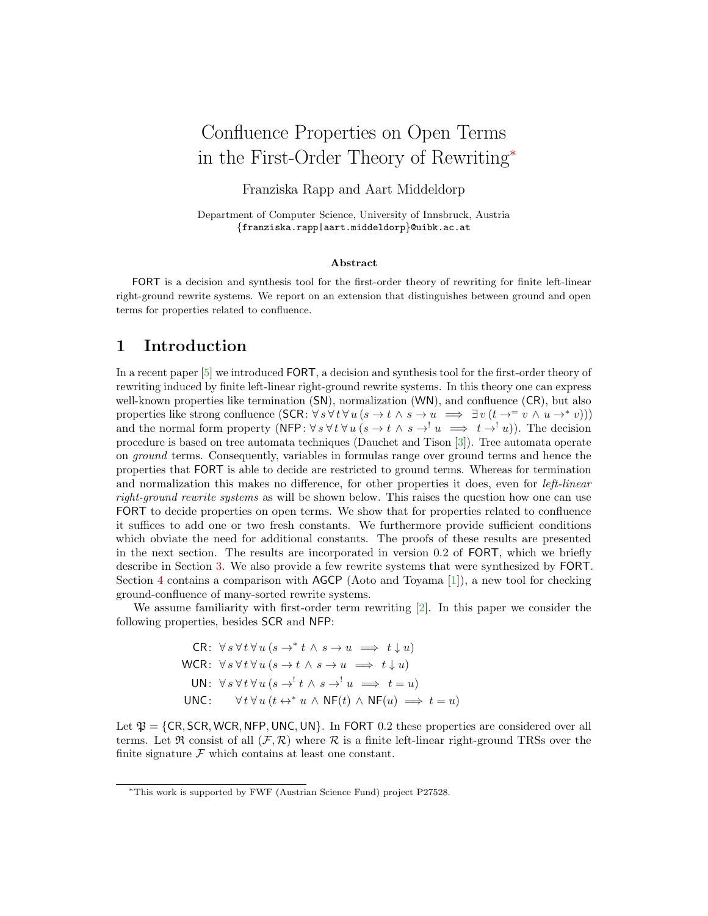# Confluence Properties on Open Terms in the First-Order Theory of Rewriting*

Franziska Rapp and Aart Middeldorp

Department of Computer Science, University of Innsbruck, Austria
{franziska.rapp|aart.middeldorp}@uibk.ac.at

**Abstract**

FORT is a decision and synthesis tool for the first-order theory of rewriting for finite left-linear right-ground rewrite systems. We report on an extension that distinguishes between ground and open terms for properties related to confluence.

## 1 Introduction

In a recent paper [5] we introduced FORT, a decision and synthesis tool for the first-order theory of rewriting induced by finite left-linear right-ground rewrite systems. In this theory one can express well-known properties like termination (SN), normalization (WN), and confluence (CR), but also properties like strong confluence (SCR: $\forall\, s\, \forall\, t\, \forall\, u\, (s \to t \wedge s \to u \implies \exists\, v\, (t \to^{=} v \wedge u \to^{*} v)))$ and the normal form property (NFP: $\forall\, s\, \forall\, t\, \forall\, u\, (s \to t \wedge s \to^{!} u \implies t \to^{!} u))$. The decision procedure is based on tree automata techniques (Dauchet and Tison [3]). Tree automata operate on *ground* terms. Consequently, variables in formulas range over ground terms and hence the properties that FORT is able to decide are restricted to ground terms. Whereas for termination and normalization this makes no difference, for other properties it does, even for *left-linear right-ground rewrite systems* as will be shown below. This raises the question how one can use FORT to decide properties on open terms. We show that for properties related to confluence it suffices to add one or two fresh constants. We furthermore provide sufficient conditions which obviate the need for additional constants. The proofs of these results are presented in the next section. The results are incorporated in version 0.2 of FORT, which we briefly describe in Section 3. We also provide a few rewrite systems that were synthesized by FORT. Section 4 contains a comparison with AGCP (Aoto and Toyama [1]), a new tool for checking ground-confluence of many-sorted rewrite systems.

We assume familiarity with first-order term rewriting [2]. In this paper we consider the following properties, besides SCR and NFP:

$$
\begin{aligned}
\mathsf{CR}\colon&\ \forall\, s\, \forall\, t\, \forall\, u\, (s \to^{*} t \wedge s \to u \implies t \downarrow u)\\
\mathsf{WCR}\colon&\ \forall\, s\, \forall\, t\, \forall\, u\, (s \to t \wedge s \to u \implies t \downarrow u)\\
\mathsf{UN}\colon&\ \forall\, s\, \forall\, t\, \forall\, u\, (s \to^{!} t \wedge s \to^{!} u \implies t = u)\\
\mathsf{UNC}\colon&\ \qquad \forall\, t\, \forall\, u\, (t \leftrightarrow^{*} u \wedge \mathsf{NF}(t) \wedge \mathsf{NF}(u) \implies t = u)
\end{aligned}
$$

Let $\mathfrak{P} = \{\mathsf{CR}, \mathsf{SCR}, \mathsf{WCR}, \mathsf{NFP}, \mathsf{UNC}, \mathsf{UN}\}$. In FORT 0.2 these properties are considered over all terms. Let $\mathfrak{R}$ consist of all $(\mathcal{F}, \mathcal{R})$ where $\mathcal{R}$ is a finite left-linear right-ground TRSs over the finite signature $\mathcal{F}$ which contains at least one constant.

---

*This work is supported by FWF (Austrian Science Fund) project P27528.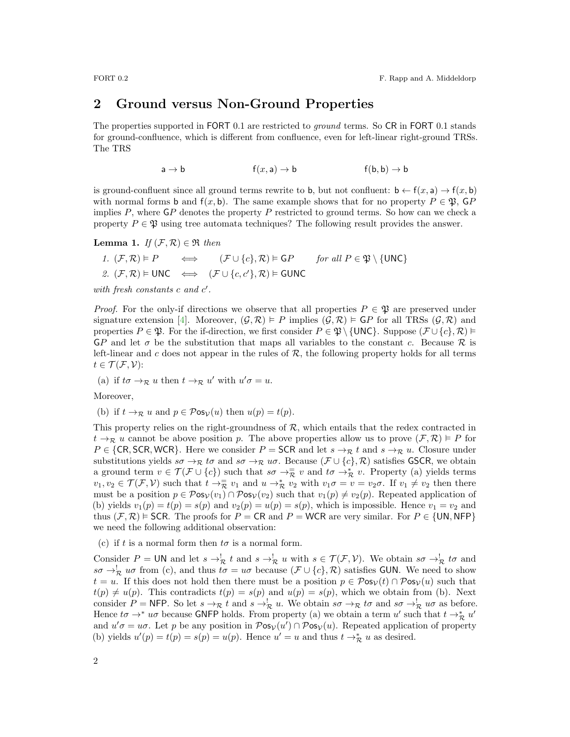## 2 Ground versus Non-Ground Properties

The properties supported in FORT 0.1 are restricted to *ground* terms. So CR in FORT 0.1 stands for ground-confluence, which is different from confluence, even for left-linear right-ground TRSs. The TRS

$$\mathsf{a} \to \mathsf{b} \qquad\qquad \mathsf{f}(x, \mathsf{a}) \to \mathsf{b} \qquad\qquad \mathsf{f}(\mathsf{b}, \mathsf{b}) \to \mathsf{b}$$

is ground-confluent since all ground terms rewrite to $\mathsf{b}$, but not confluent: $\mathsf{b} \leftarrow \mathsf{f}(x, \mathsf{a}) \to \mathsf{f}(x, \mathsf{b})$ with normal forms $\mathsf{b}$ and $\mathsf{f}(x, \mathsf{b})$. The same example shows that for no property $P \in \mathfrak{P}$, $\mathsf{G}P$ implies $P$, where $\mathsf{G}P$ denotes the property $P$ restricted to ground terms. So how can we check a property $P \in \mathfrak{P}$ using tree automata techniques? The following result provides the answer.

**Lemma 1.** *If* $(\mathcal{F}, \mathcal{R}) \in \mathfrak{R}$ *then*

1. $(\mathcal{F}, \mathcal{R}) \vDash P \iff (\mathcal{F} \cup \{c\}, \mathcal{R}) \vDash \mathsf{G}P$ *for all* $P \in \mathfrak{P} \setminus \{\mathsf{UNC}\}$
2. $(\mathcal{F}, \mathcal{R}) \vDash \mathsf{UNC} \iff (\mathcal{F} \cup \{c, c'\}, \mathcal{R}) \vDash \mathsf{GUNC}$

*with fresh constants* $c$ *and* $c'$.

*Proof.* For the only-if directions we observe that all properties $P \in \mathfrak{P}$ are preserved under signature extension [4]. Moreover, $(\mathcal{G}, \mathcal{R}) \vDash P$ implies $(\mathcal{G}, \mathcal{R}) \vDash \mathsf{G}P$ for all TRSs $(\mathcal{G}, \mathcal{R})$ and properties $P \in \mathfrak{P}$. For the if-direction, we first consider $P \in \mathfrak{P} \setminus \{\mathsf{UNC}\}$. Suppose $(\mathcal{F} \cup \{c\}, \mathcal{R}) \vDash \mathsf{G}P$ and let $\sigma$ be the substitution that maps all variables to the constant $c$. Because $\mathcal{R}$ is left-linear and $c$ does not appear in the rules of $\mathcal{R}$, the following property holds for all terms $t \in \mathcal{T}(\mathcal{F}, \mathcal{V})$:

(a) if $t\sigma \to_{\mathcal{R}} u$ then $t \to_{\mathcal{R}} u'$ with $u'\sigma = u$.

Moreover,

(b) if $t \to_{\mathcal{R}} u$ and $p \in \mathcal{P}\mathsf{os}_{\mathcal{V}}(u)$ then $u(p) = t(p)$.

This property relies on the right-groundness of $\mathcal{R}$, which entails that the redex contracted in $t \to_{\mathcal{R}} u$ cannot be above position $p$. The above properties allow us to prove $(\mathcal{F}, \mathcal{R}) \vDash P$ for $P \in \{\mathsf{CR}, \mathsf{SCR}, \mathsf{WCR}\}$. Here we consider $P = \mathsf{SCR}$ and let $s \to_{\mathcal{R}} t$ and $s \to_{\mathcal{R}} u$. Closure under substitutions yields $s\sigma \to_{\mathcal{R}} t\sigma$ and $s\sigma \to_{\mathcal{R}} u\sigma$. Because $(\mathcal{F} \cup \{c\}, \mathcal{R})$ satisfies $\mathsf{GSCR}$, we obtain a ground term $v \in \mathcal{T}(\mathcal{F} \cup \{c\})$ such that $s\sigma \to_{\mathcal{R}}^{=} v$ and $t\sigma \to_{\mathcal{R}}^{*} v$. Property (a) yields terms $v_1, v_2 \in \mathcal{T}(\mathcal{F}, \mathcal{V})$ such that $t \to_{\mathcal{R}}^{=} v_1$ and $u \to_{\mathcal{R}}^{*} v_2$ with $v_1\sigma = v = v_2\sigma$. If $v_1 \neq v_2$ then there must be a position $p \in \mathcal{P}\mathsf{os}_{\mathcal{V}}(v_1) \cap \mathcal{P}\mathsf{os}_{\mathcal{V}}(v_2)$ such that $v_1(p) \neq v_2(p)$. Repeated application of (b) yields $v_1(p) = t(p) = s(p)$ and $v_2(p) = u(p) = s(p)$, which is impossible. Hence $v_1 = v_2$ and thus $(\mathcal{F}, \mathcal{R}) \vDash \mathsf{SCR}$. The proofs for $P = \mathsf{CR}$ and $P = \mathsf{WCR}$ are very similar. For $P \in \{\mathsf{UN}, \mathsf{NFP}\}$ we need the following additional observation:

(c) if $t$ is a normal form then $t\sigma$ is a normal form.

Consider $P = \mathsf{UN}$ and let $s \to_{\mathcal{R}}^{!} t$ and $s \to_{\mathcal{R}}^{!} u$ with $s \in \mathcal{T}(\mathcal{F}, \mathcal{V})$. We obtain $s\sigma \to_{\mathcal{R}}^{!} t\sigma$ and $s\sigma \to_{\mathcal{R}}^{!} u\sigma$ from (c), and thus $t\sigma = u\sigma$ because $(\mathcal{F} \cup \{c\}, \mathcal{R})$ satisfies $\mathsf{GUN}$. We need to show $t = u$. If this does not hold then there must be a position $p \in \mathcal{P}\mathsf{os}_{\mathcal{V}}(t) \cap \mathcal{P}\mathsf{os}_{\mathcal{V}}(u)$ such that $t(p) \neq u(p)$. This contradicts $t(p) = s(p)$ and $u(p) = s(p)$, which we obtain from (b). Next consider $P = \mathsf{NFP}$. So let $s \to_{\mathcal{R}} t$ and $s \to_{\mathcal{R}}^{!} u$. We obtain $s\sigma \to_{\mathcal{R}} t\sigma$ and $s\sigma \to_{\mathcal{R}}^{!} u\sigma$ as before. Hence $t\sigma \to^{*} u\sigma$ because $\mathsf{GNFP}$ holds. From property (a) we obtain a term $u'$ such that $t \to_{\mathcal{R}}^{*} u'$ and $u'\sigma = u\sigma$. Let $p$ be any position in $\mathcal{P}\mathsf{os}_{\mathcal{V}}(u') \cap \mathcal{P}\mathsf{os}_{\mathcal{V}}(u)$. Repeated application of property (b) yields $u'(p) = t(p) = s(p) = u(p)$. Hence $u' = u$ and thus $t \to_{\mathcal{R}}^{*} u$ as desired.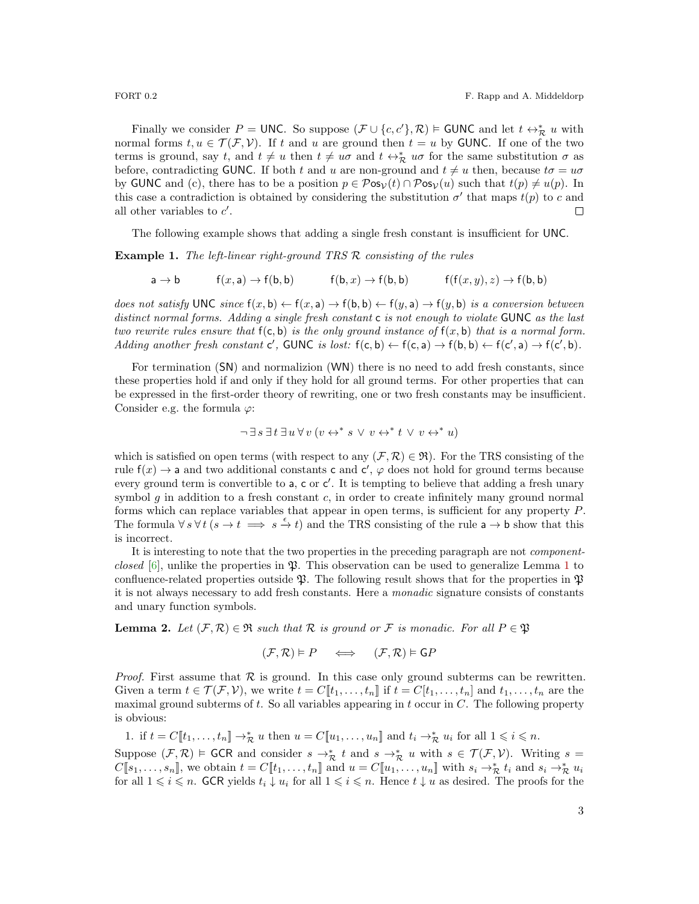Finally we consider $P = \mathsf{UNC}$. So suppose $(\mathcal{F} \cup \{c, c'\}, \mathcal{R}) \vDash \mathsf{GUNC}$ and let $t \leftrightarrow^*_{\mathcal{R}} u$ with normal forms $t, u \in \mathcal{T}(\mathcal{F}, \mathcal{V})$. If $t$ and $u$ are ground then $t = u$ by $\mathsf{GUNC}$. If one of the two terms is ground, say $t$, and $t \neq u$ then $t \neq u\sigma$ and $t \leftrightarrow^*_{\mathcal{R}} u\sigma$ for the same substitution $\sigma$ as before, contradicting $\mathsf{GUNC}$. If both $t$ and $u$ are non-ground and $t \neq u$ then, because $t\sigma = u\sigma$ by $\mathsf{GUNC}$ and (c), there has to be a position $p \in \mathcal{P}\mathsf{os}_{\mathcal{V}}(t) \cap \mathcal{P}\mathsf{os}_{\mathcal{V}}(u)$ such that $t(p) \neq u(p)$. In this case a contradiction is obtained by considering the substitution $\sigma'$ that maps $t(p)$ to $c$ and all other variables to $c'$. ◻

The following example shows that adding a single fresh constant is insufficient for $\mathsf{UNC}$.

**Example 1.** *The left-linear right-ground TRS $\mathcal{R}$ consisting of the rules*

$$\mathsf{a} \to \mathsf{b} \qquad \mathsf{f}(x, \mathsf{a}) \to \mathsf{f}(\mathsf{b}, \mathsf{b}) \qquad \mathsf{f}(\mathsf{b}, x) \to \mathsf{f}(\mathsf{b}, \mathsf{b}) \qquad \mathsf{f}(\mathsf{f}(x, y), z) \to \mathsf{f}(\mathsf{b}, \mathsf{b})$$

*does not satisfy $\mathsf{UNC}$ since $\mathsf{f}(x, \mathsf{b}) \leftarrow \mathsf{f}(x, \mathsf{a}) \to \mathsf{f}(\mathsf{b}, \mathsf{b}) \leftarrow \mathsf{f}(y, \mathsf{a}) \to \mathsf{f}(y, \mathsf{b})$ is a conversion between distinct normal forms. Adding a single fresh constant $\mathsf{c}$ is not enough to violate $\mathsf{GUNC}$ as the last two rewrite rules ensure that $\mathsf{f}(\mathsf{c}, \mathsf{b})$ is the only ground instance of $\mathsf{f}(x, \mathsf{b})$ that is a normal form. Adding another fresh constant $\mathsf{c}'$, $\mathsf{GUNC}$ is lost: $\mathsf{f}(\mathsf{c}, \mathsf{b}) \leftarrow \mathsf{f}(\mathsf{c}, \mathsf{a}) \to \mathsf{f}(\mathsf{b}, \mathsf{b}) \leftarrow \mathsf{f}(\mathsf{c}', \mathsf{a}) \to \mathsf{f}(\mathsf{c}', \mathsf{b})$.*

For termination ($\mathsf{SN}$) and normalizion ($\mathsf{WN}$) there is no need to add fresh constants, since these properties hold if and only if they hold for all ground terms. For other properties that can be expressed in the first-order theory of rewriting, one or two fresh constants may be insufficient. Consider e.g. the formula $\varphi$:

$$\neg\, \exists\, s\; \exists\, t\; \exists\, u\; \forall\, v\; (v \leftrightarrow^* s \;\vee\; v \leftrightarrow^* t \;\vee\; v \leftrightarrow^* u)$$

which is satisfied on open terms (with respect to any $(\mathcal{F}, \mathcal{R}) \in \mathfrak{R}$). For the TRS consisting of the rule $\mathsf{f}(x) \to \mathsf{a}$ and two additional constants $\mathsf{c}$ and $\mathsf{c}'$, $\varphi$ does not hold for ground terms because every ground term is convertible to $\mathsf{a}$, $\mathsf{c}$ or $\mathsf{c}'$. It is tempting to believe that adding a fresh unary symbol $g$ in addition to a fresh constant $c$, in order to create infinitely many ground normal forms which can replace variables that appear in open terms, is sufficient for any property $P$. The formula $\forall\, s\; \forall\, t\; (s \to t \implies s \xrightarrow{\epsilon} t)$ and the TRS consisting of the rule $\mathsf{a} \to \mathsf{b}$ show that this is incorrect.

It is interesting to note that the two properties in the preceding paragraph are not *component-closed* [6], unlike the properties in $\mathfrak{P}$. This observation can be used to generalize Lemma 1 to confluence-related properties outside $\mathfrak{P}$. The following result shows that for the properties in $\mathfrak{P}$ it is not always necessary to add fresh constants. Here a *monadic* signature consists of constants and unary function symbols.

**Lemma 2.** *Let $(\mathcal{F}, \mathcal{R}) \in \mathfrak{R}$ such that $\mathcal{R}$ is ground or $\mathcal{F}$ is monadic. For all $P \in \mathfrak{P}$*

$$(\mathcal{F}, \mathcal{R}) \vDash P \quad \iff \quad (\mathcal{F}, \mathcal{R}) \vDash \mathsf{G}P$$

*Proof.* First assume that $\mathcal{R}$ is ground. In this case only ground subterms can be rewritten. Given a term $t \in \mathcal{T}(\mathcal{F}, \mathcal{V})$, we write $t = C[\![t_1, \ldots, t_n]\!]$ if $t = C[t_1, \ldots, t_n]$ and $t_1, \ldots, t_n$ are the maximal ground subterms of $t$. So all variables appearing in $t$ occur in $C$. The following property is obvious:

1. if $t = C[\![t_1, \ldots, t_n]\!] \to^*_{\mathcal{R}} u$ then $u = C[\![u_1, \ldots, u_n]\!]$ and $t_i \to^*_{\mathcal{R}} u_i$ for all $1 \leqslant i \leqslant n$.

Suppose $(\mathcal{F}, \mathcal{R}) \vDash \mathsf{GCR}$ and consider $s \to^*_{\mathcal{R}} t$ and $s \to^*_{\mathcal{R}} u$ with $s \in \mathcal{T}(\mathcal{F}, \mathcal{V})$. Writing $s = C[\![s_1, \ldots, s_n]\!]$, we obtain $t = C[\![t_1, \ldots, t_n]\!]$ and $u = C[\![u_1, \ldots, u_n]\!]$ with $s_i \to^*_{\mathcal{R}} t_i$ and $s_i \to^*_{\mathcal{R}} u_i$ for all $1 \leqslant i \leqslant n$. $\mathsf{GCR}$ yields $t_i \downarrow u_i$ for all $1 \leqslant i \leqslant n$. Hence $t \downarrow u$ as desired. The proofs for the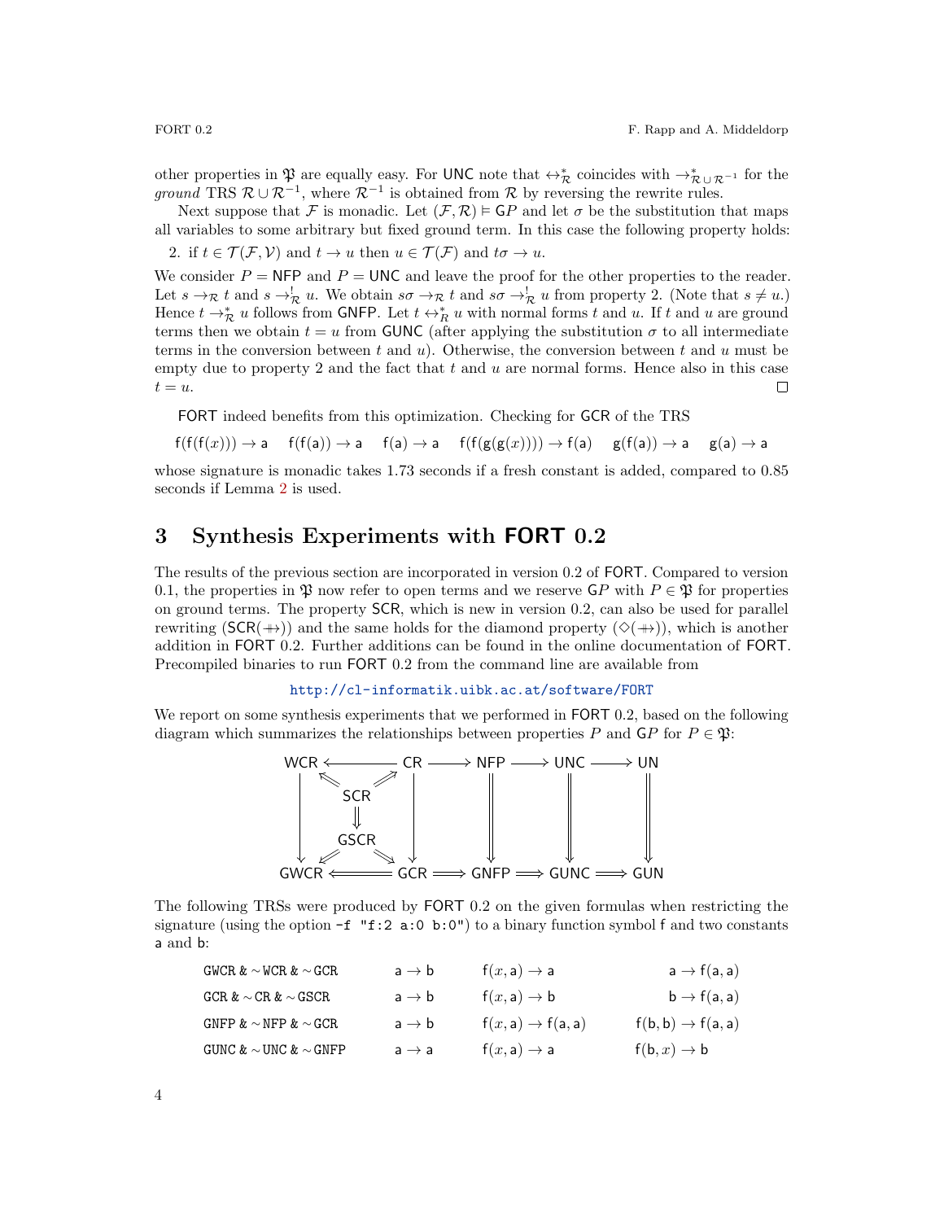other properties in $\mathfrak{P}$ are equally easy. For UNC note that $\leftrightarrow^*_\mathcal{R}$ coincides with $\to^*_{\mathcal{R} \cup \mathcal{R}^{-1}}$ for the *ground* TRS $\mathcal{R} \cup \mathcal{R}^{-1}$, where $\mathcal{R}^{-1}$ is obtained from $\mathcal{R}$ by reversing the rewrite rules.

Next suppose that $\mathcal{F}$ is monadic. Let $(\mathcal{F}, \mathcal{R}) \vDash \mathsf{G}P$ and let $\sigma$ be the substitution that maps all variables to some arbitrary but fixed ground term. In this case the following property holds:

2. if $t \in \mathcal{T}(\mathcal{F}, \mathcal{V})$ and $t \to u$ then $u \in \mathcal{T}(\mathcal{F})$ and $t\sigma \to u$.

We consider $P = \mathsf{NFP}$ and $P = \mathsf{UNC}$ and leave the proof for the other properties to the reader. Let $s \to_\mathcal{R} t$ and $s \to^!_\mathcal{R} u$. We obtain $s\sigma \to_\mathcal{R} t$ and $s\sigma \to^!_\mathcal{R} u$ from property 2. (Note that $s \neq u$.) Hence $t \to^*_\mathcal{R} u$ follows from GNFP. Let $t \leftrightarrow^*_\mathcal{R} u$ with normal forms $t$ and $u$. If $t$ and $u$ are ground terms then we obtain $t = u$ from GUNC (after applying the substitution $\sigma$ to all intermediate terms in the conversion between $t$ and $u$). Otherwise, the conversion between $t$ and $u$ must be empty due to property 2 and the fact that $t$ and $u$ are normal forms. Hence also in this case $t = u$. ◻

FORT indeed benefits from this optimization. Checking for GCR of the TRS

$$\mathsf{f}(\mathsf{f}(\mathsf{f}(x))) \to \mathsf{a} \quad \mathsf{f}(\mathsf{f}(\mathsf{a})) \to \mathsf{a} \quad \mathsf{f}(\mathsf{a}) \to \mathsf{a} \quad \mathsf{f}(\mathsf{f}(\mathsf{g}(\mathsf{g}(x)))) \to \mathsf{f}(\mathsf{a}) \quad \mathsf{g}(\mathsf{f}(\mathsf{a})) \to \mathsf{a} \quad \mathsf{g}(\mathsf{a}) \to \mathsf{a}$$

whose signature is monadic takes 1.73 seconds if a fresh constant is added, compared to 0.85 seconds if Lemma 2 is used.

## 3 Synthesis Experiments with FORT 0.2

The results of the previous section are incorporated in version 0.2 of FORT. Compared to version 0.1, the properties in $\mathfrak{P}$ now refer to open terms and we reserve $\mathsf{G}P$ with $P \in \mathfrak{P}$ for properties on ground terms. The property SCR, which is new in version 0.2, can also be used for parallel rewriting ($\mathsf{SCR}(\twoheadrightarrow\!\!\!\!\!+)$) and the same holds for the diamond property ($\diamond(\twoheadrightarrow\!\!\!\!\!+)$), which is another addition in FORT 0.2. Further additions can be found in the online documentation of FORT. Precompiled binaries to run FORT 0.2 from the command line are available from

http://cl-informatik.uibk.ac.at/software/FORT

We report on some synthesis experiments that we performed in FORT 0.2, based on the following diagram which summarizes the relationships between properties $P$ and $\mathsf{G}P$ for $P \in \mathfrak{P}$:

$$\begin{array}{ccccccccc}
\mathsf{WCR} & \longleftarrow & \mathsf{CR} & \longrightarrow & \mathsf{NFP} & \longrightarrow & \mathsf{UNC} & \longrightarrow & \mathsf{UN} \\
 & \nwarrow\!\!\!\nwarrow \ \mathsf{SCR} \ \nearrow\!\!\!\nearrow & & & & & & & \\
\downarrow & \Downarrow & \downarrow & & \Downarrow & & \Downarrow & & \Downarrow \\
 & \mathsf{GSCR} & & & & & & & \\
 & \swarrow\!\!\!\swarrow \quad \searrow\!\!\!\searrow & & & & & & & \\
\mathsf{GWCR} & \Longleftarrow & \mathsf{GCR} & \Longrightarrow & \mathsf{GNFP} & \Longrightarrow & \mathsf{GUNC} & \Longrightarrow & \mathsf{GUN}
\end{array}$$

The following TRSs were produced by FORT 0.2 on the given formulas when restricting the signature (using the option `-f "f:2 a:0 b:0"`) to a binary function symbol f and two constants a and b:

| | | | |
|---|---|---|---|
| `GWCR & ~WCR & ~GCR` | $\mathsf{a} \to \mathsf{b}$ | $\mathsf{f}(x, \mathsf{a}) \to \mathsf{a}$ | $\mathsf{a} \to \mathsf{f}(\mathsf{a}, \mathsf{a})$ |
| `GCR & ~CR & ~GSCR` | $\mathsf{a} \to \mathsf{b}$ | $\mathsf{f}(x, \mathsf{a}) \to \mathsf{b}$ | $\mathsf{b} \to \mathsf{f}(\mathsf{a}, \mathsf{a})$ |
| `GNFP & ~NFP & ~GCR` | $\mathsf{a} \to \mathsf{b}$ | $\mathsf{f}(x, \mathsf{a}) \to \mathsf{f}(\mathsf{a}, \mathsf{a})$ | $\mathsf{f}(\mathsf{b}, \mathsf{b}) \to \mathsf{f}(\mathsf{a}, \mathsf{a})$ |
| `GUNC & ~UNC & ~GNFP` | $\mathsf{a} \to \mathsf{a}$ | $\mathsf{f}(x, \mathsf{a}) \to \mathsf{a}$ | $\mathsf{f}(\mathsf{b}, x) \to \mathsf{b}$ |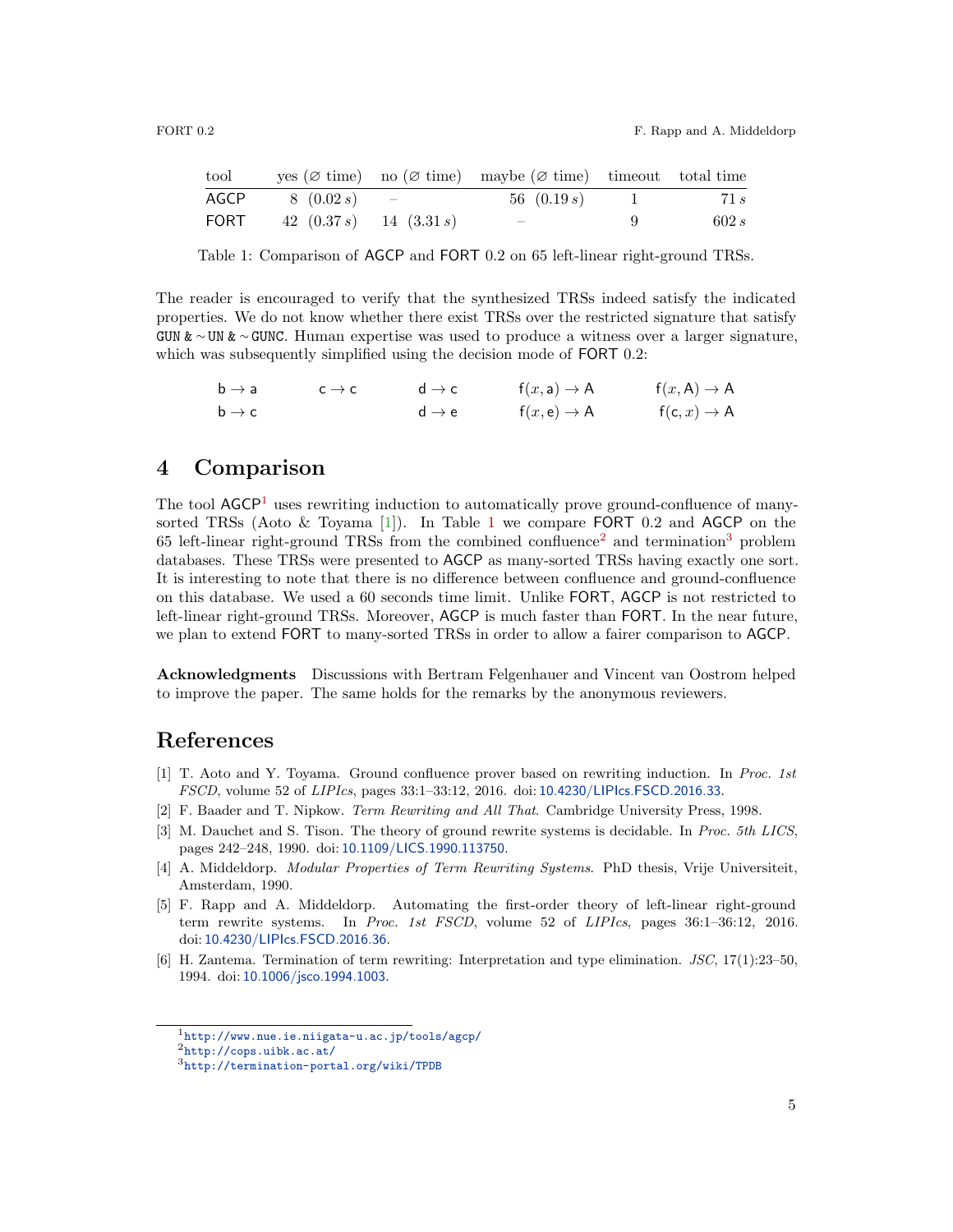| tool | yes (∅ time) | no (∅ time) | maybe (∅ time) | timeout | total time |
|---|---|---|---|---|---|
| AGCP | 8 (0.02 $s$) | – | 56 (0.19 $s$) | 1 | 71 $s$ |
| FORT | 42 (0.37 $s$) | 14 (3.31 $s$) | – | 9 | 602 $s$ |

Table 1: Comparison of AGCP and FORT 0.2 on 65 left-linear right-ground TRSs.

The reader is encouraged to verify that the synthesized TRSs indeed satisfy the indicated properties. We do not know whether there exist TRSs over the restricted signature that satisfy GUN & ~UN & ~GUNC. Human expertise was used to produce a witness over a larger signature, which was subsequently simplified using the decision mode of FORT 0.2:

$$
\begin{array}{lllll}
\mathsf{b} \to \mathsf{a} & \mathsf{c} \to \mathsf{c} & \mathsf{d} \to \mathsf{c} & \mathsf{f}(x, \mathsf{a}) \to \mathsf{A} & \mathsf{f}(x, \mathsf{A}) \to \mathsf{A} \\
\mathsf{b} \to \mathsf{c} & & \mathsf{d} \to \mathsf{e} & \mathsf{f}(x, \mathsf{e}) \to \mathsf{A} & \mathsf{f}(\mathsf{c}, x) \to \mathsf{A}
\end{array}
$$

## 4 Comparison

The tool AGCP[1] uses rewriting induction to automatically prove ground-confluence of many-sorted TRSs (Aoto & Toyama [1]). In Table 1 we compare FORT 0.2 and AGCP on the 65 left-linear right-ground TRSs from the combined confluence[2] and termination[3] problem databases. These TRSs were presented to AGCP as many-sorted TRSs having exactly one sort. It is interesting to note that there is no difference between confluence and ground-confluence on this database. We used a 60 seconds time limit. Unlike FORT, AGCP is not restricted to left-linear right-ground TRSs. Moreover, AGCP is much faster than FORT. In the near future, we plan to extend FORT to many-sorted TRSs in order to allow a fairer comparison to AGCP.

**Acknowledgments** Discussions with Bertram Felgenhauer and Vincent van Oostrom helped to improve the paper. The same holds for the remarks by the anonymous reviewers.

## References

[1] T. Aoto and Y. Toyama. Ground confluence prover based on rewriting induction. In *Proc. 1st FSCD*, volume 52 of *LIPIcs*, pages 33:1–33:12, 2016. doi: 10.4230/LIPIcs.FSCD.2016.33.

[2] F. Baader and T. Nipkow. *Term Rewriting and All That*. Cambridge University Press, 1998.

[3] M. Dauchet and S. Tison. The theory of ground rewrite systems is decidable. In *Proc. 5th LICS*, pages 242–248, 1990. doi: 10.1109/LICS.1990.113750.

[4] A. Middeldorp. *Modular Properties of Term Rewriting Systems*. PhD thesis, Vrije Universiteit, Amsterdam, 1990.

[5] F. Rapp and A. Middeldorp. Automating the first-order theory of left-linear right-ground term rewrite systems. In *Proc. 1st FSCD*, volume 52 of *LIPIcs*, pages 36:1–36:12, 2016. doi: 10.4230/LIPIcs.FSCD.2016.36.

[6] H. Zantema. Termination of term rewriting: Interpretation and type elimination. *JSC*, 17(1):23–50, 1994. doi: 10.1006/jsco.1994.1003.

[1] http://www.nue.ie.niigata-u.ac.jp/tools/agcp/
[2] http://cops.uibk.ac.at/
[3] http://termination-portal.org/wiki/TPDB